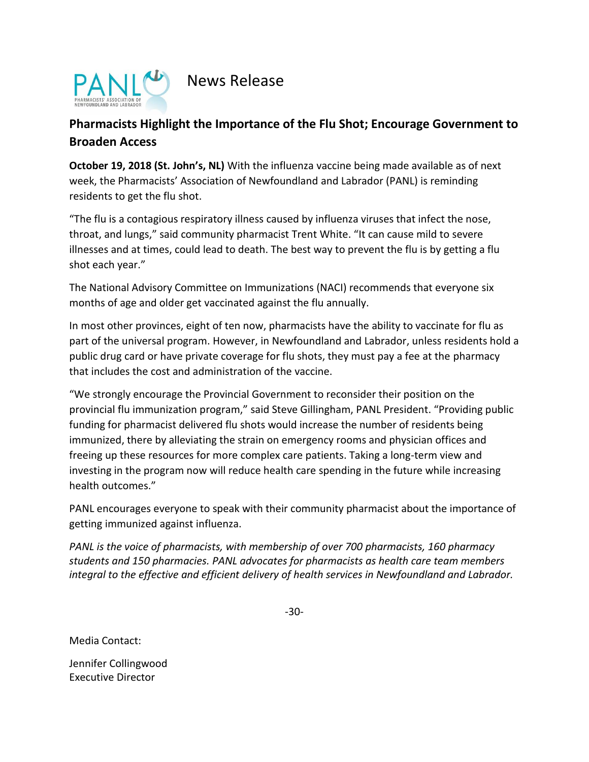PANL — PHARMACISTS' ASSOCIATION OF NEWFOUNDLAND AND LABRADOR

News Release

## Pharmacists Highlight the Importance of the Flu Shot; Encourage Government to Broaden Access

**October 19, 2018 (St. John's, NL)** With the influenza vaccine being made available as of next week, the Pharmacists' Association of Newfoundland and Labrador (PANL) is reminding residents to get the flu shot.

"The flu is a contagious respiratory illness caused by influenza viruses that infect the nose, throat, and lungs," said community pharmacist Trent White. "It can cause mild to severe illnesses and at times, could lead to death. The best way to prevent the flu is by getting a flu shot each year."

The National Advisory Committee on Immunizations (NACI) recommends that everyone six months of age and older get vaccinated against the flu annually.

In most other provinces, eight of ten now, pharmacists have the ability to vaccinate for flu as part of the universal program. However, in Newfoundland and Labrador, unless residents hold a public drug card or have private coverage for flu shots, they must pay a fee at the pharmacy that includes the cost and administration of the vaccine.

"We strongly encourage the Provincial Government to reconsider their position on the provincial flu immunization program," said Steve Gillingham, PANL President. "Providing public funding for pharmacist delivered flu shots would increase the number of residents being immunized, there by alleviating the strain on emergency rooms and physician offices and freeing up these resources for more complex care patients. Taking a long-term view and investing in the program now will reduce health care spending in the future while increasing health outcomes."

PANL encourages everyone to speak with their community pharmacist about the importance of getting immunized against influenza.

*PANL is the voice of pharmacists, with membership of over 700 pharmacists, 160 pharmacy students and 150 pharmacies. PANL advocates for pharmacists as health care team members integral to the effective and efficient delivery of health services in Newfoundland and Labrador.*

-30-

Media Contact:

Jennifer Collingwood
Executive Director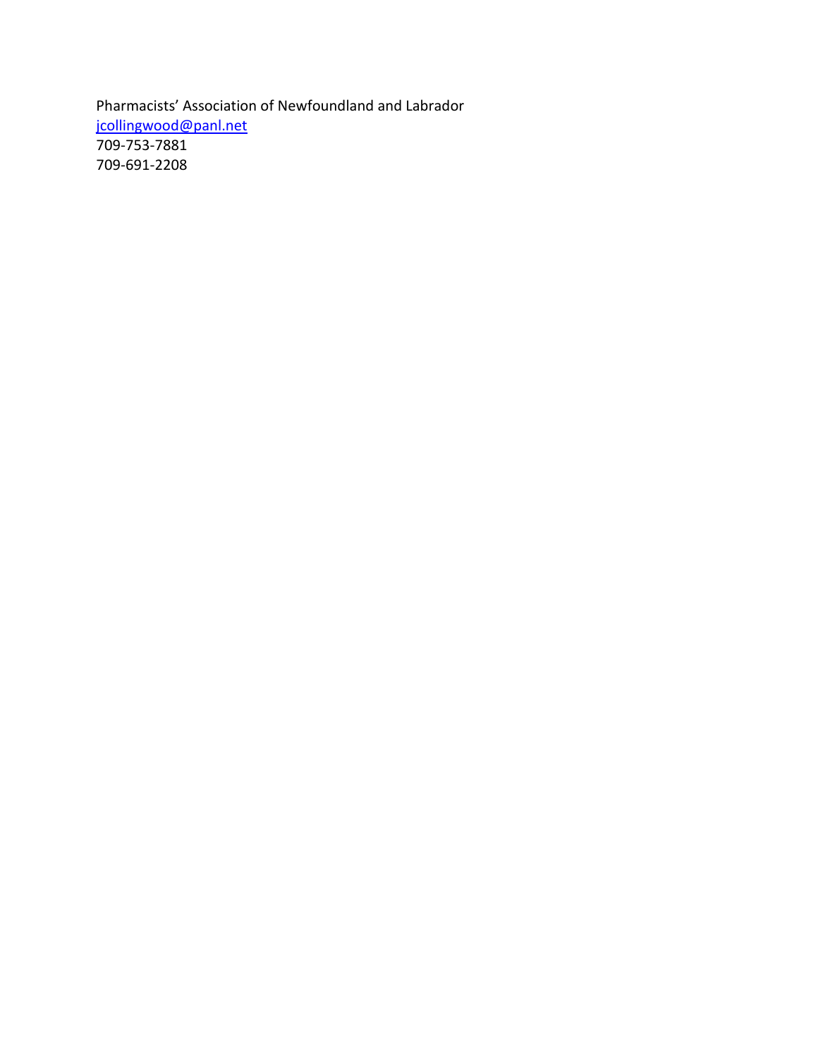Pharmacists' Association of Newfoundland and Labrador
jcollingwood@panl.net
709-753-7881
709-691-2208